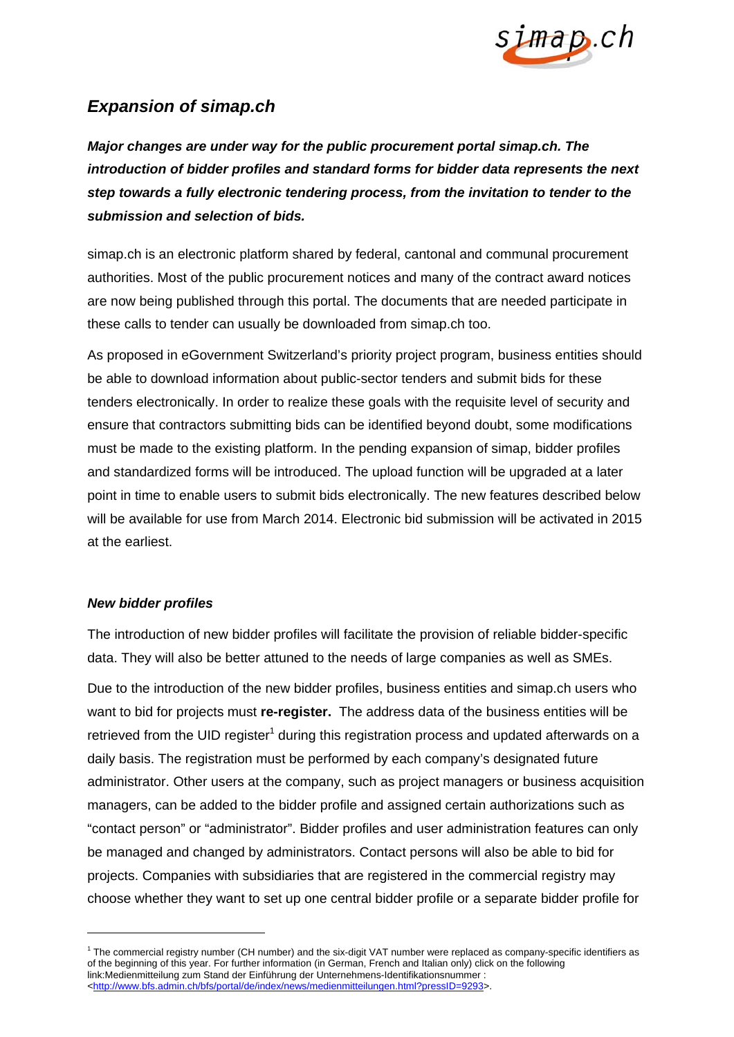## *Expansion of simap.ch*

***Major changes are under way for the public procurement portal simap.ch. The introduction of bidder profiles and standard forms for bidder data represents the next step towards a fully electronic tendering process, from the invitation to tender to the submission and selection of bids.***

simap.ch is an electronic platform shared by federal, cantonal and communal procurement authorities. Most of the public procurement notices and many of the contract award notices are now being published through this portal. The documents that are needed participate in these calls to tender can usually be downloaded from simap.ch too.

As proposed in eGovernment Switzerland's priority project program, business entities should be able to download information about public-sector tenders and submit bids for these tenders electronically. In order to realize these goals with the requisite level of security and ensure that contractors submitting bids can be identified beyond doubt, some modifications must be made to the existing platform. In the pending expansion of simap, bidder profiles and standardized forms will be introduced. The upload function will be upgraded at a later point in time to enable users to submit bids electronically. The new features described below will be available for use from March 2014. Electronic bid submission will be activated in 2015 at the earliest.

### *New bidder profiles*

The introduction of new bidder profiles will facilitate the provision of reliable bidder-specific data. They will also be better attuned to the needs of large companies as well as SMEs.

Due to the introduction of the new bidder profiles, business entities and simap.ch users who want to bid for projects must **re-register.** The address data of the business entities will be retrieved from the UID register[1] during this registration process and updated afterwards on a daily basis. The registration must be performed by each company's designated future administrator. Other users at the company, such as project managers or business acquisition managers, can be added to the bidder profile and assigned certain authorizations such as "contact person" or "administrator". Bidder profiles and user administration features can only be managed and changed by administrators. Contact persons will also be able to bid for projects. Companies with subsidiaries that are registered in the commercial registry may choose whether they want to set up one central bidder profile or a separate bidder profile for

---

[1] The commercial registry number (CH number) and the six-digit VAT number were replaced as company-specific identifiers as of the beginning of this year. For further information (in German, French and Italian only) click on the following link:Medienmitteilung zum Stand der Einführung der Unternehmens-Identifikationsnummer : <http://www.bfs.admin.ch/bfs/portal/de/index/news/medienmitteilungen.html?pressID=9293>.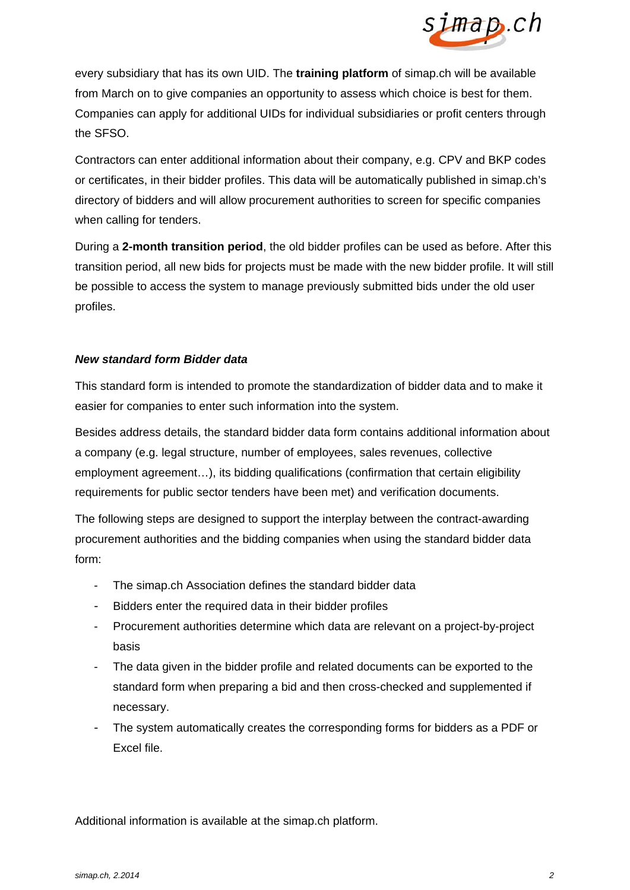every subsidiary that has its own UID. The **training platform** of simap.ch will be available from March on to give companies an opportunity to assess which choice is best for them. Companies can apply for additional UIDs for individual subsidiaries or profit centers through the SFSO.

Contractors can enter additional information about their company, e.g. CPV and BKP codes or certificates, in their bidder profiles. This data will be automatically published in simap.ch's directory of bidders and will allow procurement authorities to screen for specific companies when calling for tenders.

During a **2-month transition period**, the old bidder profiles can be used as before. After this transition period, all new bids for projects must be made with the new bidder profile. It will still be possible to access the system to manage previously submitted bids under the old user profiles.

***New standard form Bidder data***

This standard form is intended to promote the standardization of bidder data and to make it easier for companies to enter such information into the system.

Besides address details, the standard bidder data form contains additional information about a company (e.g. legal structure, number of employees, sales revenues, collective employment agreement…), its bidding qualifications (confirmation that certain eligibility requirements for public sector tenders have been met) and verification documents.

The following steps are designed to support the interplay between the contract-awarding procurement authorities and the bidding companies when using the standard bidder data form:

- The simap.ch Association defines the standard bidder data
- Bidders enter the required data in their bidder profiles
- Procurement authorities determine which data are relevant on a project-by-project basis
- The data given in the bidder profile and related documents can be exported to the standard form when preparing a bid and then cross-checked and supplemented if necessary.
- The system automatically creates the corresponding forms for bidders as a PDF or Excel file.

Additional information is available at the simap.ch platform.